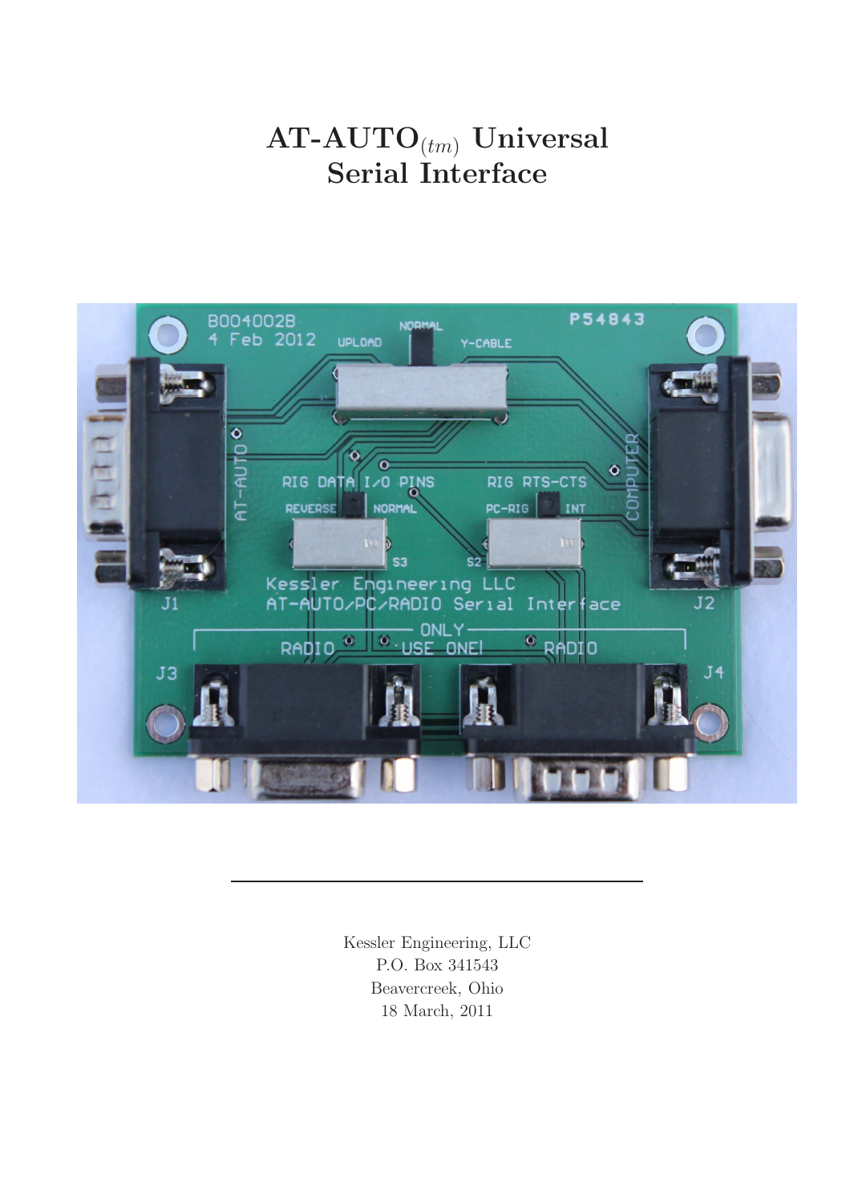# AT-AUTO$_{(tm)}$ Universal Serial Interface

---

Kessler Engineering, LLC
P.O. Box 341543
Beavercreek, Ohio
18 March, 2011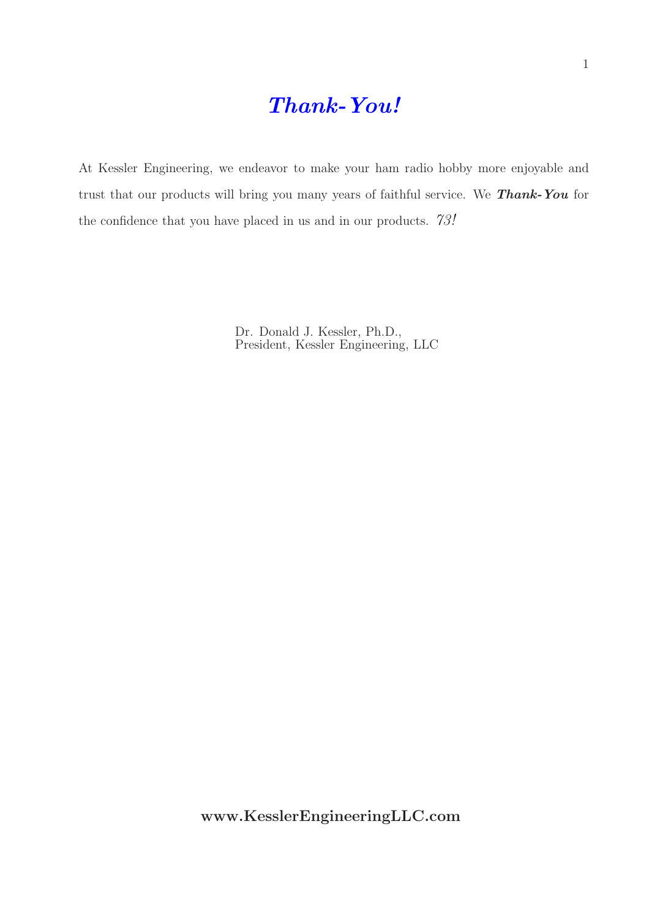# *Thank-You!*

At Kessler Engineering, we endeavor to make your ham radio hobby more enjoyable and trust that our products will bring you many years of faithful service. We ***Thank-You*** for the confidence that you have placed in us and in our products. *73!*

Dr. Donald J. Kessler, Ph.D.,
President, Kessler Engineering, LLC

**www.KesslerEngineeringLLC.com**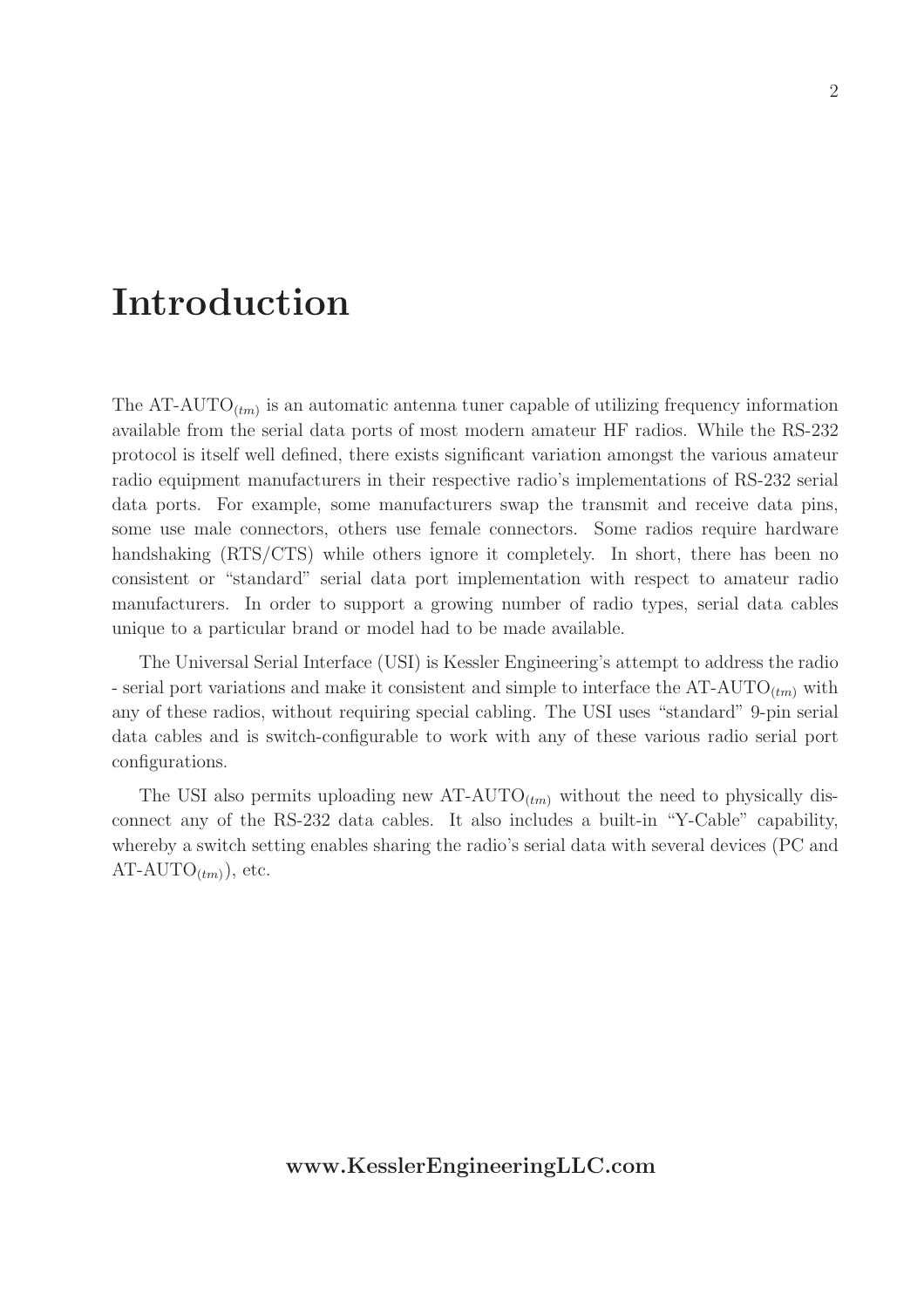# Introduction

The AT-AUTO$_{(tm)}$ is an automatic antenna tuner capable of utilizing frequency information available from the serial data ports of most modern amateur HF radios. While the RS-232 protocol is itself well defined, there exists significant variation amongst the various amateur radio equipment manufacturers in their respective radio's implementations of RS-232 serial data ports. For example, some manufacturers swap the transmit and receive data pins, some use male connectors, others use female connectors. Some radios require hardware handshaking (RTS/CTS) while others ignore it completely. In short, there has been no consistent or "standard" serial data port implementation with respect to amateur radio manufacturers. In order to support a growing number of radio types, serial data cables unique to a particular brand or model had to be made available.

The Universal Serial Interface (USI) is Kessler Engineering's attempt to address the radio - serial port variations and make it consistent and simple to interface the AT-AUTO$_{(tm)}$ with any of these radios, without requiring special cabling. The USI uses "standard" 9-pin serial data cables and is switch-configurable to work with any of these various radio serial port configurations.

The USI also permits uploading new AT-AUTO$_{(tm)}$ without the need to physically disconnect any of the RS-232 data cables. It also includes a built-in "Y-Cable" capability, whereby a switch setting enables sharing the radio's serial data with several devices (PC and AT-AUTO$_{(tm)}$), etc.

**www.KesslerEngineeringLLC.com**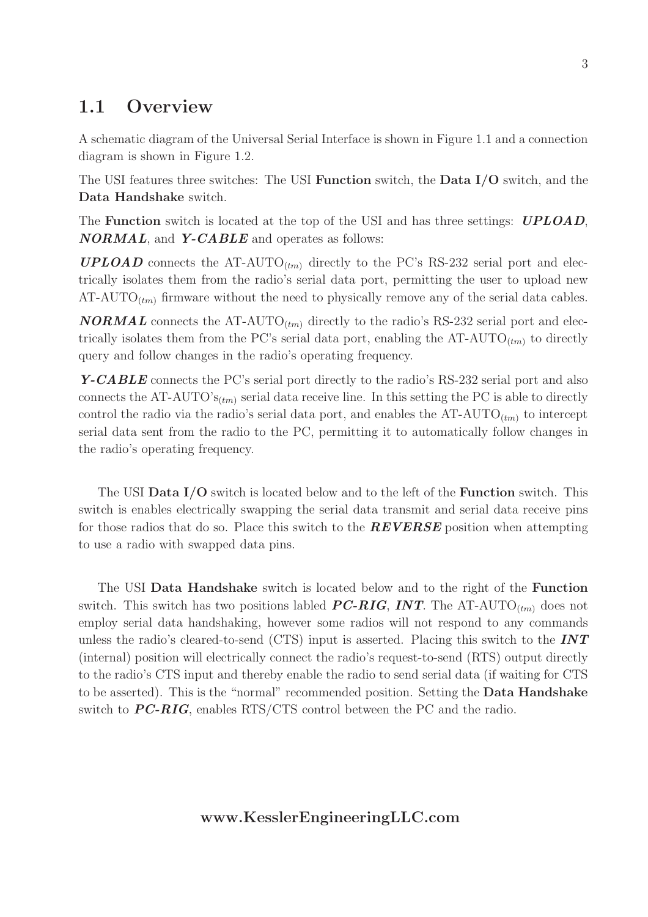## 1.1 Overview

A schematic diagram of the Universal Serial Interface is shown in Figure 1.1 and a connection diagram is shown in Figure 1.2.

The USI features three switches: The USI **Function** switch, the **Data I/O** switch, and the **Data Handshake** switch.

The **Function** switch is located at the top of the USI and has three settings: ***UPLOAD***, ***NORMAL***, and ***Y-CABLE*** and operates as follows:

***UPLOAD*** connects the AT-AUTO$_{(tm)}$ directly to the PC's RS-232 serial port and electrically isolates them from the radio's serial data port, permitting the user to upload new AT-AUTO$_{(tm)}$ firmware without the need to physically remove any of the serial data cables.

***NORMAL*** connects the AT-AUTO$_{(tm)}$ directly to the radio's RS-232 serial port and electrically isolates them from the PC's serial data port, enabling the AT-AUTO$_{(tm)}$ to directly query and follow changes in the radio's operating frequency.

***Y-CABLE*** connects the PC's serial port directly to the radio's RS-232 serial port and also connects the AT-AUTO's$_{(tm)}$ serial data receive line. In this setting the PC is able to directly control the radio via the radio's serial data port, and enables the AT-AUTO$_{(tm)}$ to intercept serial data sent from the radio to the PC, permitting it to automatically follow changes in the radio's operating frequency.

The USI **Data I/O** switch is located below and to the left of the **Function** switch. This switch is enables electrically swapping the serial data transmit and serial data receive pins for those radios that do so. Place this switch to the ***REVERSE*** position when attempting to use a radio with swapped data pins.

The USI **Data Handshake** switch is located below and to the right of the **Function** switch. This switch has two positions labled ***PC-RIG***, ***INT***. The AT-AUTO$_{(tm)}$ does not employ serial data handshaking, however some radios will not respond to any commands unless the radio's cleared-to-send (CTS) input is asserted. Placing this switch to the ***INT*** (internal) position will electrically connect the radio's request-to-send (RTS) output directly to the radio's CTS input and thereby enable the radio to send serial data (if waiting for CTS to be asserted). This is the "normal" recommended position. Setting the **Data Handshake** switch to ***PC-RIG***, enables RTS/CTS control between the PC and the radio.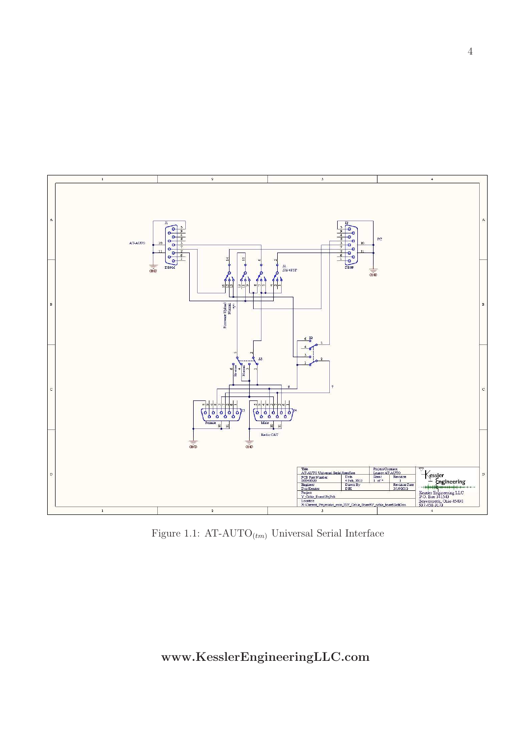Figure 1.1: AT-AUTO$_{(tm)}$ Universal Serial Interface

**www.KesslerEngineeringLLC.com**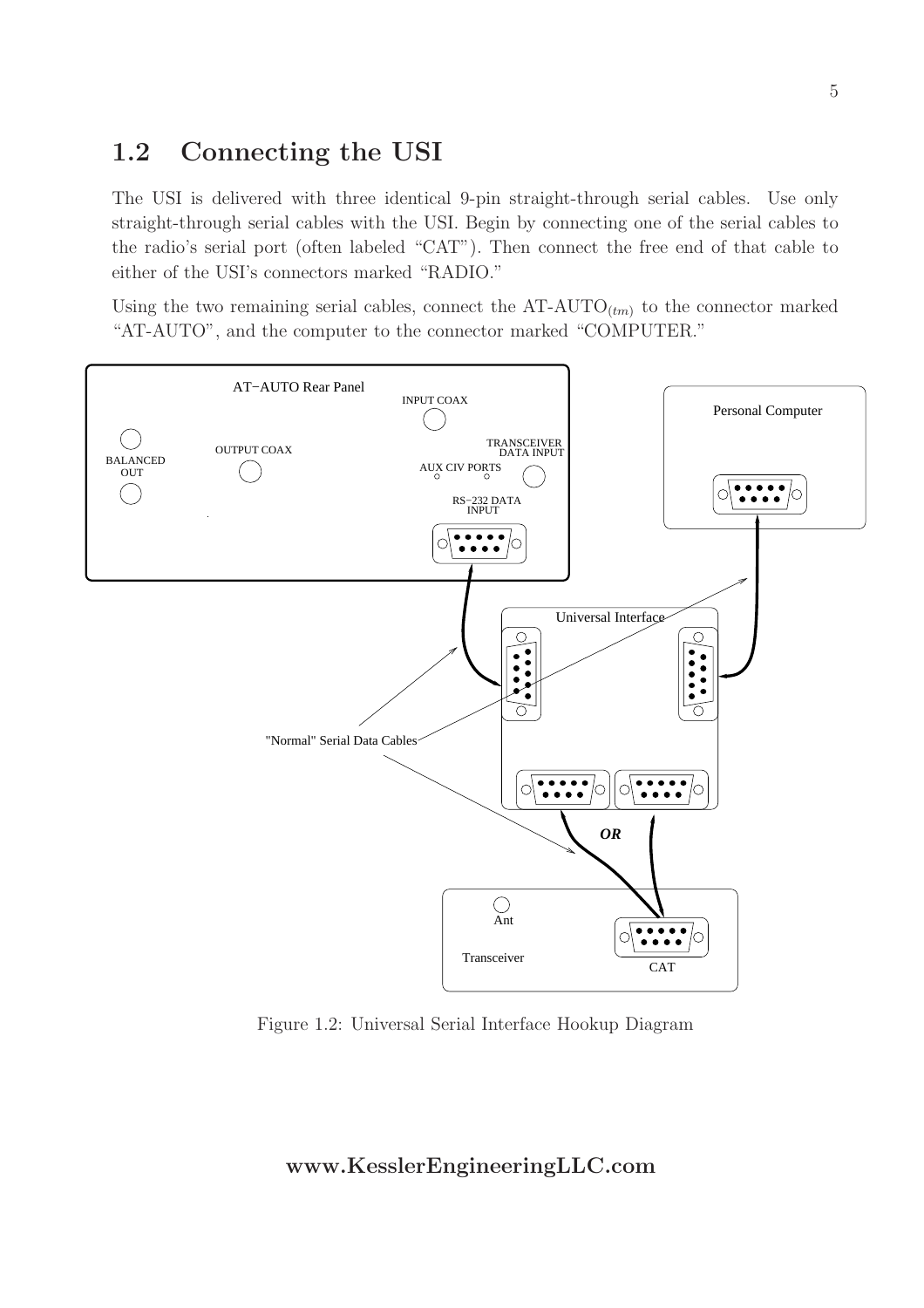## 1.2 Connecting the USI

The USI is delivered with three identical 9-pin straight-through serial cables. Use only straight-through serial cables with the USI. Begin by connecting one of the serial cables to the radio's serial port (often labeled "CAT"). Then connect the free end of that cable to either of the USI's connectors marked "RADIO."

Using the two remaining serial cables, connect the AT-AUTO$_{(tm)}$ to the connector marked "AT-AUTO", and the computer to the connector marked "COMPUTER."

Figure 1.2: Universal Serial Interface Hookup Diagram

**www.KesslerEngineeringLLC.com**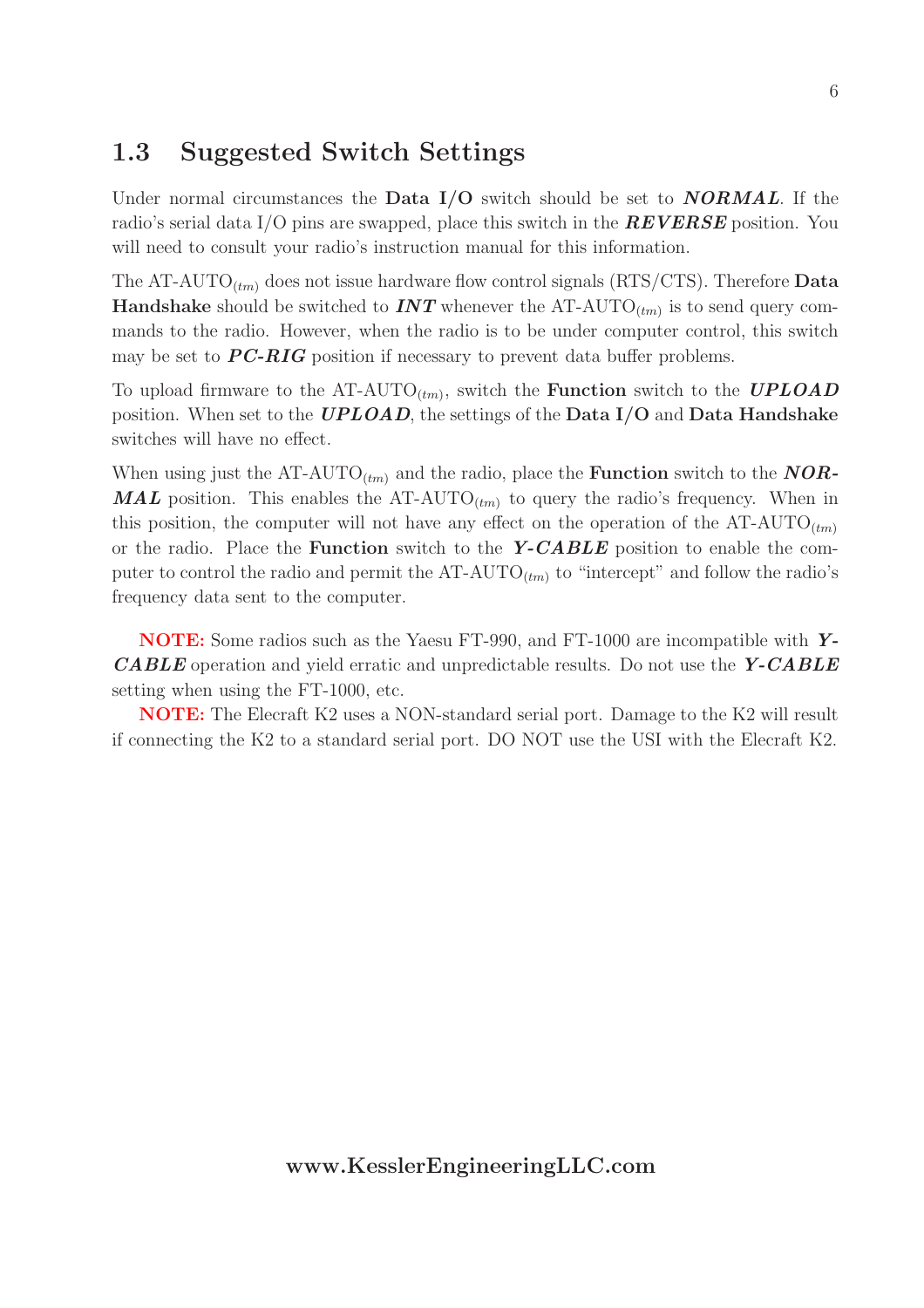## 1.3 Suggested Switch Settings

Under normal circumstances the **Data I/O** switch should be set to ***NORMAL***. If the radio's serial data I/O pins are swapped, place this switch in the ***REVERSE*** position. You will need to consult your radio's instruction manual for this information.

The AT-AUTO$_{(tm)}$ does not issue hardware flow control signals (RTS/CTS). Therefore **Data Handshake** should be switched to ***INT*** whenever the AT-AUTO$_{(tm)}$ is to send query commands to the radio. However, when the radio is to be under computer control, this switch may be set to ***PC-RIG*** position if necessary to prevent data buffer problems.

To upload firmware to the AT-AUTO$_{(tm)}$, switch the **Function** switch to the ***UPLOAD*** position. When set to the ***UPLOAD***, the settings of the **Data I/O** and **Data Handshake** switches will have no effect.

When using just the AT-AUTO$_{(tm)}$ and the radio, place the **Function** switch to the ***NORMAL*** position. This enables the AT-AUTO$_{(tm)}$ to query the radio's frequency. When in this position, the computer will not have any effect on the operation of the AT-AUTO$_{(tm)}$ or the radio. Place the **Function** switch to the ***Y-CABLE*** position to enable the computer to control the radio and permit the AT-AUTO$_{(tm)}$ to "intercept" and follow the radio's frequency data sent to the computer.

**NOTE:** Some radios such as the Yaesu FT-990, and FT-1000 are incompatible with ***Y-CABLE*** operation and yield erratic and unpredictable results. Do not use the ***Y-CABLE*** setting when using the FT-1000, etc.

**NOTE:** The Elecraft K2 uses a NON-standard serial port. Damage to the K2 will result if connecting the K2 to a standard serial port. DO NOT use the USI with the Elecraft K2.

**www.KesslerEngineeringLLC.com**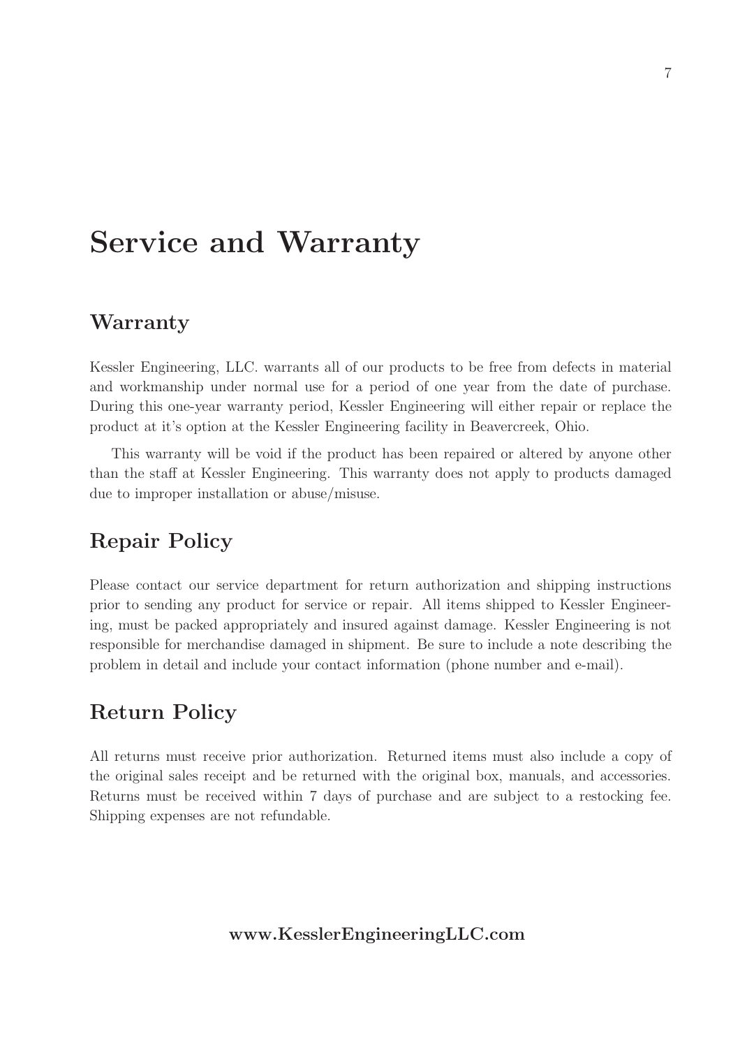# Service and Warranty

## Warranty

Kessler Engineering, LLC. warrants all of our products to be free from defects in material and workmanship under normal use for a period of one year from the date of purchase. During this one-year warranty period, Kessler Engineering will either repair or replace the product at it's option at the Kessler Engineering facility in Beavercreek, Ohio.

This warranty will be void if the product has been repaired or altered by anyone other than the staff at Kessler Engineering. This warranty does not apply to products damaged due to improper installation or abuse/misuse.

## Repair Policy

Please contact our service department for return authorization and shipping instructions prior to sending any product for service or repair. All items shipped to Kessler Engineering, must be packed appropriately and insured against damage. Kessler Engineering is not responsible for merchandise damaged in shipment. Be sure to include a note describing the problem in detail and include your contact information (phone number and e-mail).

## Return Policy

All returns must receive prior authorization. Returned items must also include a copy of the original sales receipt and be returned with the original box, manuals, and accessories. Returns must be received within 7 days of purchase and are subject to a restocking fee. Shipping expenses are not refundable.

**www.KesslerEngineeringLLC.com**